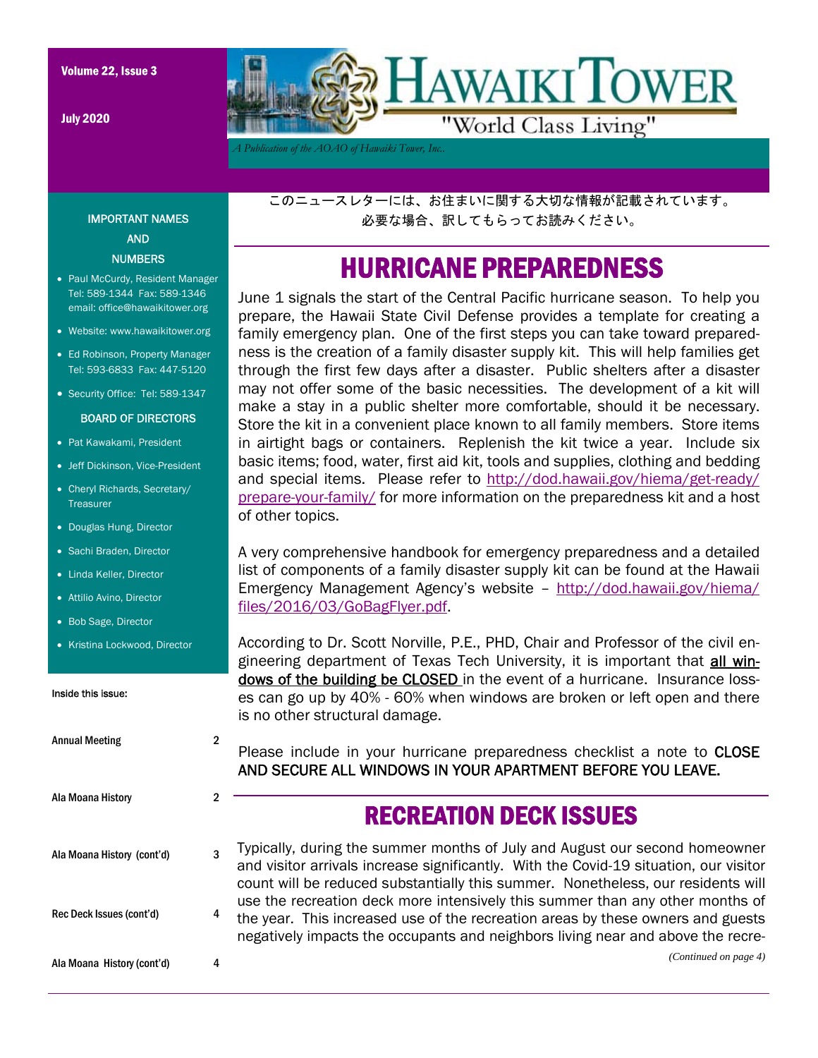# HAWAIKI TOWER

"World Class Living"

*A Publication of the AOAO of Hawaiki Tower, Inc.*

Volume 22, Issue 3

July 2020

このニュースレターには、お住まいに関する大切な情報が記載されています。
必要な場合、訳してもらってお読みください。

## HURRICANE PREPAREDNESS

June 1 signals the start of the Central Pacific hurricane season. To help you prepare, the Hawaii State Civil Defense provides a template for creating a family emergency plan. One of the first steps you can take toward preparedness is the creation of a family disaster supply kit. This will help families get through the first few days after a disaster. Public shelters after a disaster may not offer some of the basic necessities. The development of a kit will make a stay in a public shelter more comfortable, should it be necessary. Store the kit in a convenient place known to all family members. Store items in airtight bags or containers. Replenish the kit twice a year. Include six basic items; food, water, first aid kit, tools and supplies, clothing and bedding and special items. Please refer to http://dod.hawaii.gov/hiema/get-ready/prepare-your-family/ for more information on the preparedness kit and a host of other topics.

A very comprehensive handbook for emergency preparedness and a detailed list of components of a family disaster supply kit can be found at the Hawaii Emergency Management Agency's website – http://dod.hawaii.gov/hiema/files/2016/03/GoBagFlyer.pdf.

According to Dr. Scott Norville, P.E., PHD, Chair and Professor of the civil engineering department of Texas Tech University, it is important that **all windows of the building be CLOSED** in the event of a hurricane. Insurance losses can go up by 40% - 60% when windows are broken or left open and there is no other structural damage.

Please include in your hurricane preparedness checklist a note to CLOSE AND SECURE ALL WINDOWS IN YOUR APARTMENT BEFORE YOU LEAVE.

## RECREATION DECK ISSUES

Typically, during the summer months of July and August our second homeowner and visitor arrivals increase significantly. With the Covid-19 situation, our visitor count will be reduced substantially this summer. Nonetheless, our residents will use the recreation deck more intensively this summer than any other months of the year. This increased use of the recreation areas by these owners and guests negatively impacts the occupants and neighbors living near and above the recre-

*(Continued on page 4)*

### IMPORTANT NAMES AND NUMBERS

- Paul McCurdy, Resident Manager
  Tel: 589-1344 Fax: 589-1346
  email: office@hawaikitower.org
- Website: www.hawaikitower.org
- Ed Robinson, Property Manager
  Tel: 593-6833 Fax: 447-5120
- Security Office: Tel: 589-1347

### BOARD OF DIRECTORS

- Pat Kawakami, President
- Jeff Dickinson, Vice-President
- Cheryl Richards, Secretary/Treasurer
- Douglas Hung, Director
- Sachi Braden, Director
- Linda Keller, Director
- Attilio Avino, Director
- Bob Sage, Director
- Kristina Lockwood, Director

### Inside this issue:

| | |
|---|---|
| Annual Meeting | 2 |
| Ala Moana History | 2 |
| Ala Moana History (cont'd) | 3 |
| Rec Deck Issues (cont'd) | 4 |
| Ala Moana History (cont'd) | 4 |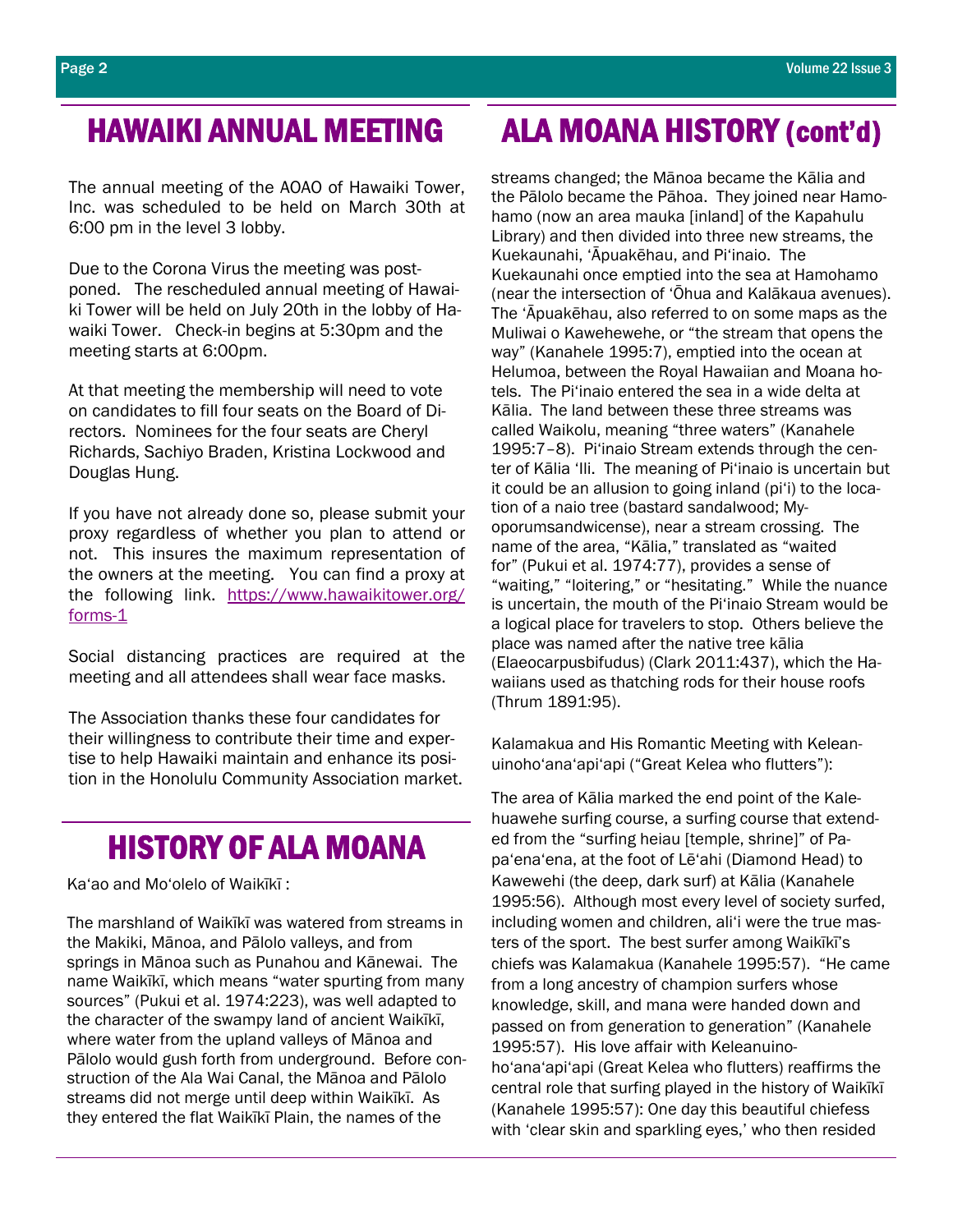# HAWAIKI ANNUAL MEETING

The annual meeting of the AOAO of Hawaiki Tower, Inc. was scheduled to be held on March 30th at 6:00 pm in the level 3 lobby.

Due to the Corona Virus the meeting was postponed. The rescheduled annual meeting of Hawaiki Tower will be held on July 20th in the lobby of Hawaiki Tower. Check-in begins at 5:30pm and the meeting starts at 6:00pm.

At that meeting the membership will need to vote on candidates to fill four seats on the Board of Directors. Nominees for the four seats are Cheryl Richards, Sachiyo Braden, Kristina Lockwood and Douglas Hung.

If you have not already done so, please submit your proxy regardless of whether you plan to attend or not. This insures the maximum representation of the owners at the meeting. You can find a proxy at the following link. https://www.hawaikitower.org/forms-1

Social distancing practices are required at the meeting and all attendees shall wear face masks.

The Association thanks these four candidates for their willingness to contribute their time and expertise to help Hawaiki maintain and enhance its position in the Honolulu Community Association market.

# HISTORY OF ALA MOANA

Ka‘ao and Mo‘olelo of Waikīkī :

The marshland of Waikīkī was watered from streams in the Makiki, Mānoa, and Pālolo valleys, and from springs in Mānoa such as Punahou and Kānewai. The name Waikīkī, which means "water spurting from many sources" (Pukui et al. 1974:223), was well adapted to the character of the swampy land of ancient Waikīkī, where water from the upland valleys of Mānoa and Pālolo would gush forth from underground. Before construction of the Ala Wai Canal, the Mānoa and Pālolo streams did not merge until deep within Waikīkī. As they entered the flat Waikīkī Plain, the names of the

# ALA MOANA HISTORY (cont'd)

streams changed; the Mānoa became the Kālia and the Pālolo became the Pāhoa. They joined near Hamohamo (now an area mauka [inland] of the Kapahulu Library) and then divided into three new streams, the Kuekaunahi, ‘Āpuakēhau, and Pi‘inaio. The Kuekaunahi once emptied into the sea at Hamohamo (near the intersection of ‘Ōhua and Kalākaua avenues). The ‘Āpuakēhau, also referred to on some maps as the Muliwai o Kawehewehe, or "the stream that opens the way" (Kanahele 1995:7), emptied into the ocean at Helumoa, between the Royal Hawaiian and Moana hotels. The Pi‘inaio entered the sea in a wide delta at Kālia. The land between these three streams was called Waikolu, meaning "three waters" (Kanahele 1995:7–8). Pi‘inaio Stream extends through the center of Kālia ‘Ili. The meaning of Pi‘inaio is uncertain but it could be an allusion to going inland (pi‘i) to the location of a naio tree (bastard sandalwood; Myoporumsandwicense), near a stream crossing. The name of the area, "Kālia," translated as "waited for" (Pukui et al. 1974:77), provides a sense of "waiting," "loitering," or "hesitating." While the nuance is uncertain, the mouth of the Pi‘inaio Stream would be a logical place for travelers to stop. Others believe the place was named after the native tree kālia (Elaeocarpusbifudus) (Clark 2011:437), which the Hawaiians used as thatching rods for their house roofs (Thrum 1891:95).

Kalamakua and His Romantic Meeting with Keleanuinoho‘ana‘api‘api ("Great Kelea who flutters"):

The area of Kālia marked the end point of the Kalehuawehe surfing course, a surfing course that extended from the "surfing heiau [temple, shrine]" of Papa‘ena‘ena, at the foot of Lē‘ahi (Diamond Head) to Kawewehi (the deep, dark surf) at Kālia (Kanahele 1995:56). Although most every level of society surfed, including women and children, ali‘i were the true masters of the sport. The best surfer among Waikīkī's chiefs was Kalamakua (Kanahele 1995:57). "He came from a long ancestry of champion surfers whose knowledge, skill, and mana were handed down and passed on from generation to generation" (Kanahele 1995:57). His love affair with Keleanuinoho‘ana‘api‘api (Great Kelea who flutters) reaffirms the central role that surfing played in the history of Waikīkī (Kanahele 1995:57): One day this beautiful chiefess with ‘clear skin and sparkling eyes,' who then resided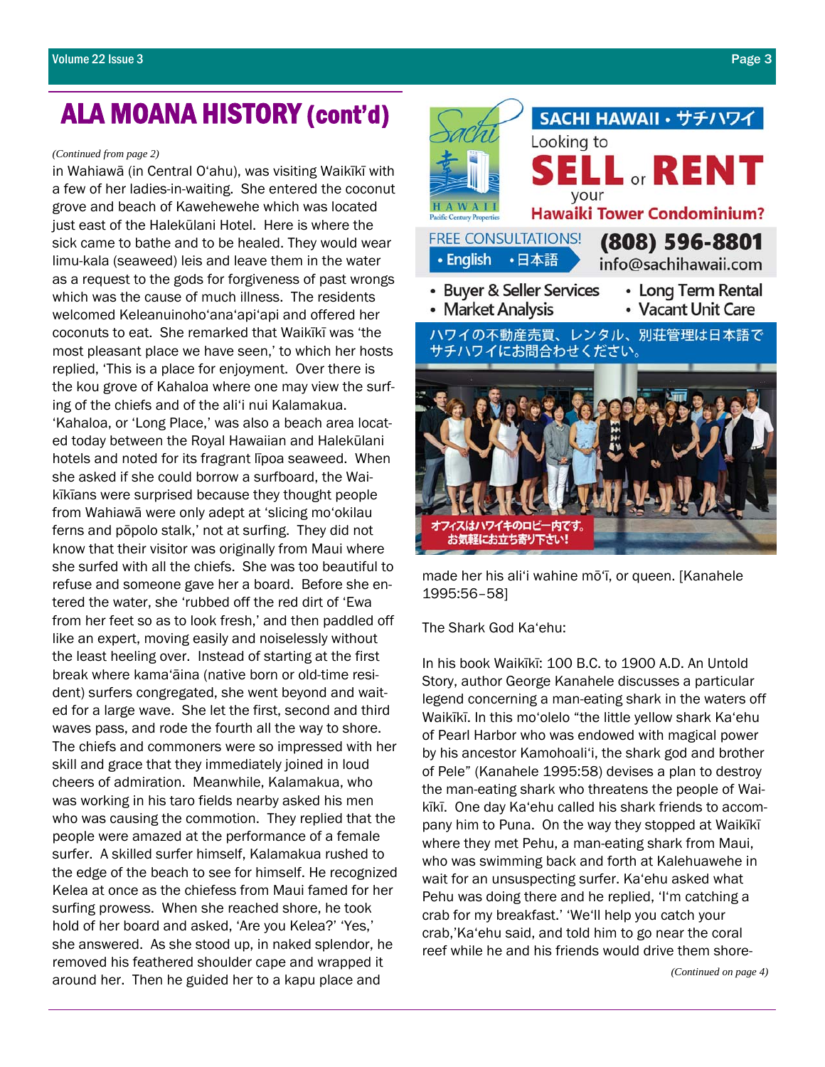# ALA MOANA HISTORY (cont'd)

*(Continued from page 2)*

in Wahiawā (in Central O'ahu), was visiting Waikīkī with a few of her ladies-in-waiting. She entered the coconut grove and beach of Kawehewehe which was located just east of the Halekūlani Hotel. Here is where the sick came to bathe and to be healed. They would wear limu-kala (seaweed) leis and leave them in the water as a request to the gods for forgiveness of past wrongs which was the cause of much illness. The residents welcomed Keleanuinoho'ana'api'api and offered her coconuts to eat. She remarked that Waikīkī was 'the most pleasant place we have seen,' to which her hosts replied, 'This is a place for enjoyment. Over there is the kou grove of Kahaloa where one may view the surfing of the chiefs and of the ali'i nui Kalamakua. 'Kahaloa, or 'Long Place,' was also a beach area located today between the Royal Hawaiian and Halekūlani hotels and noted for its fragrant līpoa seaweed. When she asked if she could borrow a surfboard, the Waikīkīans were surprised because they thought people from Wahiawā were only adept at 'slicing mo'okilau ferns and pōpolo stalk,' not at surfing. They did not know that their visitor was originally from Maui where she surfed with all the chiefs. She was too beautiful to refuse and someone gave her a board. Before she entered the water, she 'rubbed off the red dirt of 'Ewa from her feet so as to look fresh,' and then paddled off like an expert, moving easily and noiselessly without the least heeling over. Instead of starting at the first break where kama'āina (native born or old-time resident) surfers congregated, she went beyond and waited for a large wave. She let the first, second and third waves pass, and rode the fourth all the way to shore. The chiefs and commoners were so impressed with her skill and grace that they immediately joined in loud cheers of admiration. Meanwhile, Kalamakua, who was working in his taro fields nearby asked his men who was causing the commotion. They replied that the people were amazed at the performance of a female surfer. A skilled surfer himself, Kalamakua rushed to the edge of the beach to see for himself. He recognized Kelea at once as the chiefess from Maui famed for her surfing prowess. When she reached shore, he took hold of her board and asked, 'Are you Kelea?' 'Yes,' she answered. As she stood up, in naked splendor, he removed his feathered shoulder cape and wrapped it around her. Then he guided her to a kapu place and made her his ali'i wahine mō'ī, or queen. [Kanahele 1995:56–58]

**SACHI HAWAII • サチハワイ**

Looking to **SELL** or **RENT** your **Hawaiki Tower Condominium?**

FREE CONSULTATIONS! • English • 日本語

**(808) 596-8801**
info@sachihawaii.com

- Buyer & Seller Services
- Market Analysis
- Long Term Rental
- Vacant Unit Care

ハワイの不動産売買、レンタル、別荘管理は日本語でサチハワイにお問合わせください。

オフィスはハワイキのロビー内です。お気軽にお立ち寄り下さい!

The Shark God Ka'ehu:

In his book Waikīkī: 100 B.C. to 1900 A.D. An Untold Story, author George Kanahele discusses a particular legend concerning a man-eating shark in the waters off Waikīkī. In this mo'olelo "the little yellow shark Ka'ehu of Pearl Harbor who was endowed with magical power by his ancestor Kamohoali'i, the shark god and brother of Pele" (Kanahele 1995:58) devises a plan to destroy the man-eating shark who threatens the people of Waikīkī. One day Ka'ehu called his shark friends to accompany him to Puna. On the way they stopped at Waikīkī where they met Pehu, a man-eating shark from Maui, who was swimming back and forth at Kalehuawehe in wait for an unsuspecting surfer. Ka'ehu asked what Pehu was doing there and he replied, 'I'm catching a crab for my breakfast.' 'We'll help you catch your crab,'Ka'ehu said, and told him to go near the coral reef while he and his friends would drive them shore-

*(Continued on page 4)*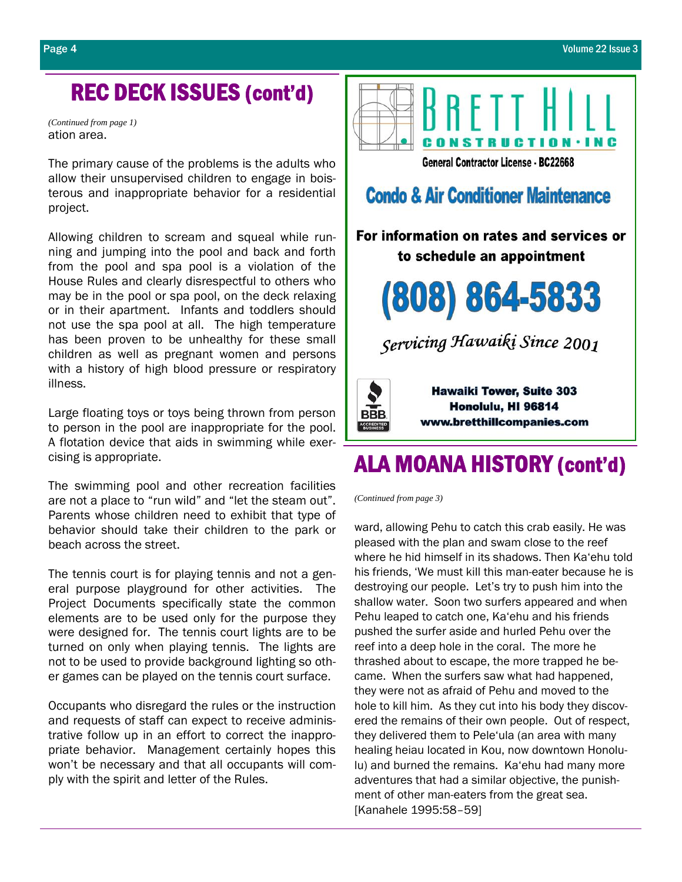## REC DECK ISSUES (cont'd)

*(Continued from page 1)*
ation area.

The primary cause of the problems is the adults who allow their unsupervised children to engage in boisterous and inappropriate behavior for a residential project.

Allowing children to scream and squeal while running and jumping into the pool and back and forth from the pool and spa pool is a violation of the House Rules and clearly disrespectful to others who may be in the pool or spa pool, on the deck relaxing or in their apartment. Infants and toddlers should not use the spa pool at all. The high temperature has been proven to be unhealthy for these small children as well as pregnant women and persons with a history of high blood pressure or respiratory illness.

Large floating toys or toys being thrown from person to person in the pool are inappropriate for the pool. A flotation device that aids in swimming while exercising is appropriate.

The swimming pool and other recreation facilities are not a place to "run wild" and "let the steam out". Parents whose children need to exhibit that type of behavior should take their children to the park or beach across the street.

The tennis court is for playing tennis and not a general purpose playground for other activities. The Project Documents specifically state the common elements are to be used only for the purpose they were designed for. The tennis court lights are to be turned on only when playing tennis. The lights are not to be used to provide background lighting so other games can be played on the tennis court surface.

Occupants who disregard the rules or the instruction and requests of staff can expect to receive administrative follow up in an effort to correct the inappropriate behavior. Management certainly hopes this won't be necessary and that all occupants will comply with the spirit and letter of the Rules.

**BRETT HILL CONSTRUCTION · INC**

**General Contractor License - BC22668**

**Condo & Air Conditioner Maintenance**

**For information on rates and services or to schedule an appointment**

**(808) 864-5833**

*Servicing Hawaiki Since 2001*

BBB ACCREDITED BUSINESS

**Hawaiki Tower, Suite 303**
**Honolulu, HI 96814**
**www.bretthillcompanies.com**

## ALA MOANA HISTORY (cont'd)

*(Continued from page 3)*

ward, allowing Pehu to catch this crab easily. He was pleased with the plan and swam close to the reef where he hid himself in its shadows. Then Ka'ehu told his friends, 'We must kill this man-eater because he is destroying our people. Let's try to push him into the shallow water. Soon two surfers appeared and when Pehu leaped to catch one, Ka'ehu and his friends pushed the surfer aside and hurled Pehu over the reef into a deep hole in the coral. The more he thrashed about to escape, the more trapped he became. When the surfers saw what had happened, they were not as afraid of Pehu and moved to the hole to kill him. As they cut into his body they discovered the remains of their own people. Out of respect, they delivered them to Pele'ula (an area with many healing heiau located in Kou, now downtown Honolulu) and burned the remains. Ka'ehu had many more adventures that had a similar objective, the punishment of other man-eaters from the great sea. [Kanahele 1995:58–59]